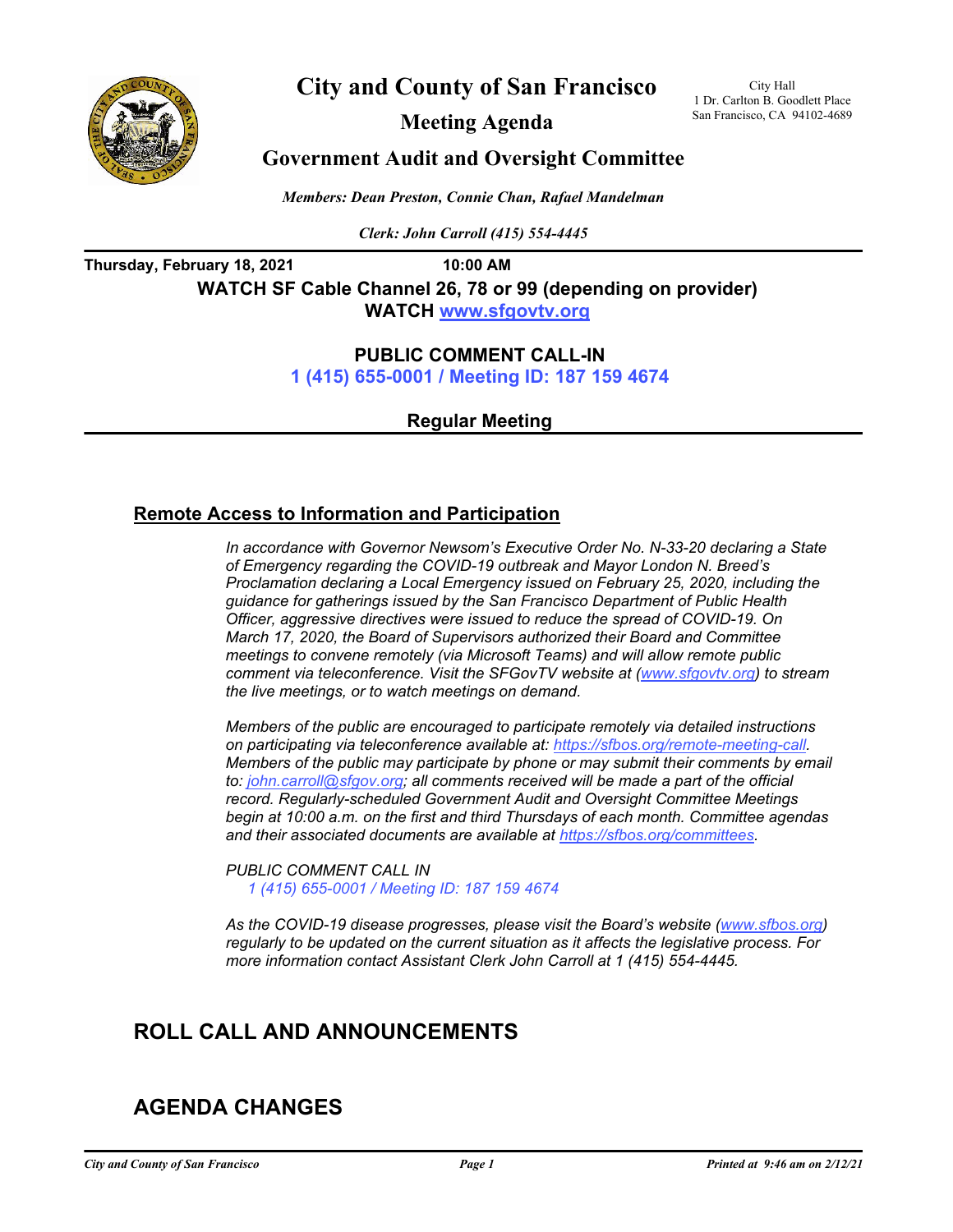# City and County of San Francisco

City Hall
1 Dr. Carlton B. Goodlett Place
San Francisco, CA 94102-4689

## Meeting Agenda

## Government Audit and Oversight Committee

*Members: Dean Preston, Connie Chan, Rafael Mandelman*

*Clerk: John Carroll (415) 554-4445*

**Thursday, February 18, 2021** **10:00 AM**

**WATCH SF Cable Channel 26, 78 or 99 (depending on provider)**

**WATCH www.sfgovtv.org**

**PUBLIC COMMENT CALL-IN**

**1 (415) 655-0001 / Meeting ID: 187 159 4674**

**Regular Meeting**

### Remote Access to Information and Participation

*In accordance with Governor Newsom's Executive Order No. N-33-20 declaring a State of Emergency regarding the COVID-19 outbreak and Mayor London N. Breed's Proclamation declaring a Local Emergency issued on February 25, 2020, including the guidance for gatherings issued by the San Francisco Department of Public Health Officer, aggressive directives were issued to reduce the spread of COVID-19. On March 17, 2020, the Board of Supervisors authorized their Board and Committee meetings to convene remotely (via Microsoft Teams) and will allow remote public comment via teleconference. Visit the SFGovTV website at (www.sfgovtv.org) to stream the live meetings, or to watch meetings on demand.*

*Members of the public are encouraged to participate remotely via detailed instructions on participating via teleconference available at: https://sfbos.org/remote-meeting-call. Members of the public may participate by phone or may submit their comments by email to: john.carroll@sfgov.org; all comments received will be made a part of the official record. Regularly-scheduled Government Audit and Oversight Committee Meetings begin at 10:00 a.m. on the first and third Thursdays of each month. Committee agendas and their associated documents are available at https://sfbos.org/committees.*

*PUBLIC COMMENT CALL IN*
*1 (415) 655-0001 / Meeting ID: 187 159 4674*

*As the COVID-19 disease progresses, please visit the Board's website (www.sfbos.org) regularly to be updated on the current situation as it affects the legislative process. For more information contact Assistant Clerk John Carroll at 1 (415) 554-4445.*

## ROLL CALL AND ANNOUNCEMENTS

## AGENDA CHANGES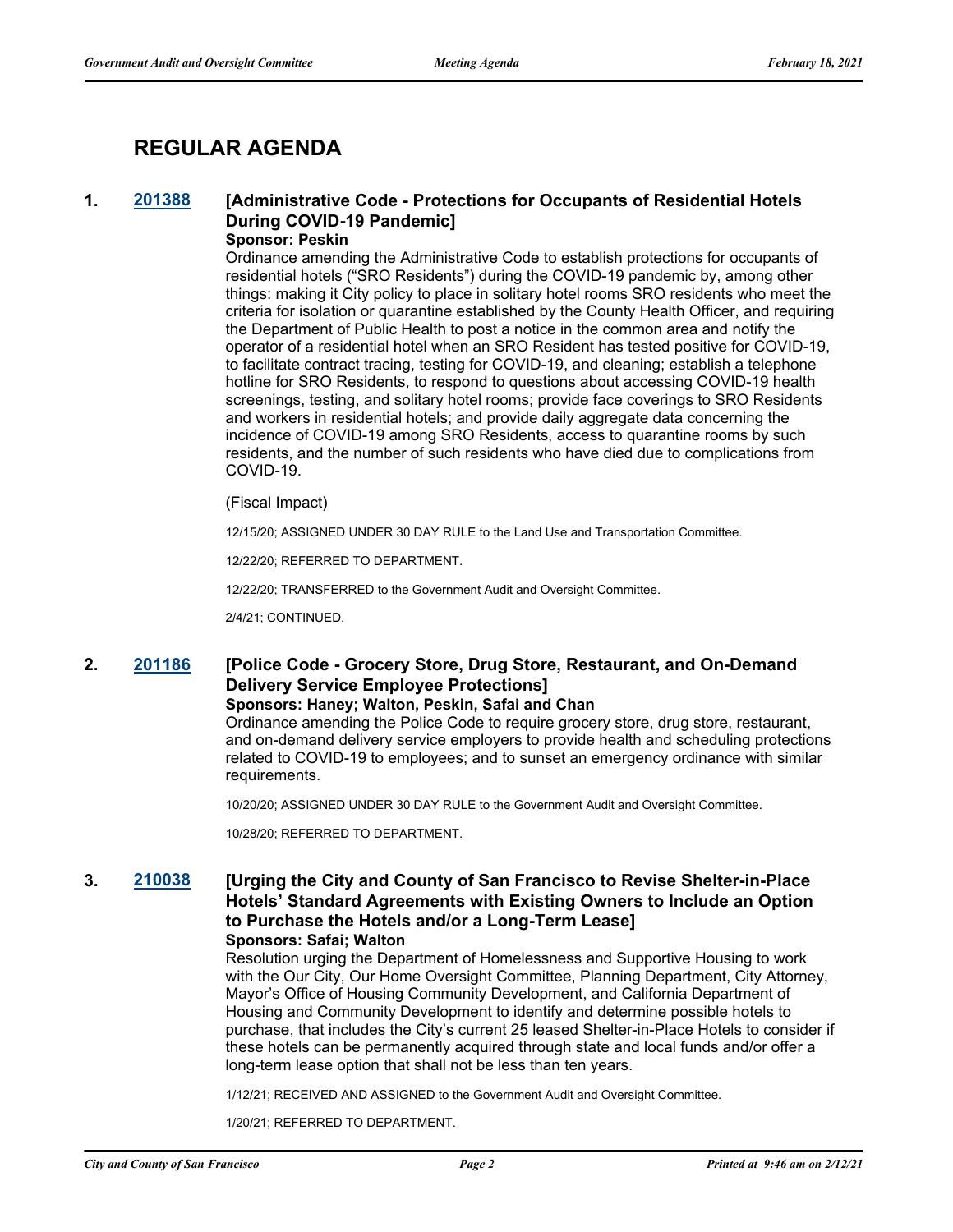# REGULAR AGENDA

### 1. 201388 [Administrative Code - Protections for Occupants of Residential Hotels During COVID-19 Pandemic]

**Sponsor: Peskin**

Ordinance amending the Administrative Code to establish protections for occupants of residential hotels ("SRO Residents") during the COVID-19 pandemic by, among other things: making it City policy to place in solitary hotel rooms SRO residents who meet the criteria for isolation or quarantine established by the County Health Officer, and requiring the Department of Public Health to post a notice in the common area and notify the operator of a residential hotel when an SRO Resident has tested positive for COVID-19, to facilitate contract tracing, testing for COVID-19, and cleaning; establish a telephone hotline for SRO Residents, to respond to questions about accessing COVID-19 health screenings, testing, and solitary hotel rooms; provide face coverings to SRO Residents and workers in residential hotels; and provide daily aggregate data concerning the incidence of COVID-19 among SRO Residents, access to quarantine rooms by such residents, and the number of such residents who have died due to complications from COVID-19.

(Fiscal Impact)

12/15/20; ASSIGNED UNDER 30 DAY RULE to the Land Use and Transportation Committee.

12/22/20; REFERRED TO DEPARTMENT.

12/22/20; TRANSFERRED to the Government Audit and Oversight Committee.

2/4/21; CONTINUED.

### 2. 201186 [Police Code - Grocery Store, Drug Store, Restaurant, and On-Demand Delivery Service Employee Protections]

**Sponsors: Haney; Walton, Peskin, Safai and Chan**

Ordinance amending the Police Code to require grocery store, drug store, restaurant, and on-demand delivery service employers to provide health and scheduling protections related to COVID-19 to employees; and to sunset an emergency ordinance with similar requirements.

10/20/20; ASSIGNED UNDER 30 DAY RULE to the Government Audit and Oversight Committee.

10/28/20; REFERRED TO DEPARTMENT.

### 3. 210038 [Urging the City and County of San Francisco to Revise Shelter-in-Place Hotels' Standard Agreements with Existing Owners to Include an Option to Purchase the Hotels and/or a Long-Term Lease]

**Sponsors: Safai; Walton**

Resolution urging the Department of Homelessness and Supportive Housing to work with the Our City, Our Home Oversight Committee, Planning Department, City Attorney, Mayor's Office of Housing Community Development, and California Department of Housing and Community Development to identify and determine possible hotels to purchase, that includes the City's current 25 leased Shelter-in-Place Hotels to consider if these hotels can be permanently acquired through state and local funds and/or offer a long-term lease option that shall not be less than ten years.

1/12/21; RECEIVED AND ASSIGNED to the Government Audit and Oversight Committee.

1/20/21; REFERRED TO DEPARTMENT.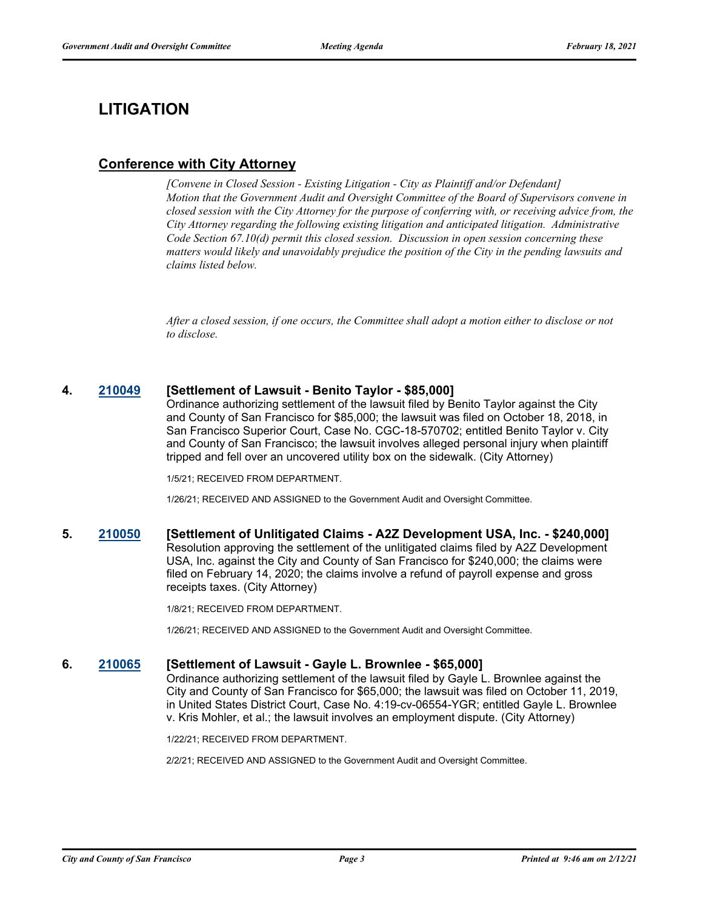# LITIGATION

## Conference with City Attorney

*[Convene in Closed Session - Existing Litigation - City as Plaintiff and/or Defendant]*
*Motion that the Government Audit and Oversight Committee of the Board of Supervisors convene in closed session with the City Attorney for the purpose of conferring with, or receiving advice from, the City Attorney regarding the following existing litigation and anticipated litigation. Administrative Code Section 67.10(d) permit this closed session. Discussion in open session concerning these matters would likely and unavoidably prejudice the position of the City in the pending lawsuits and claims listed below.*

*After a closed session, if one occurs, the Committee shall adopt a motion either to disclose or not to disclose.*

### 4. 210049 [Settlement of Lawsuit - Benito Taylor - $85,000]

Ordinance authorizing settlement of the lawsuit filed by Benito Taylor against the City and County of San Francisco for $85,000; the lawsuit was filed on October 18, 2018, in San Francisco Superior Court, Case No. CGC-18-570702; entitled Benito Taylor v. City and County of San Francisco; the lawsuit involves alleged personal injury when plaintiff tripped and fell over an uncovered utility box on the sidewalk. (City Attorney)

1/5/21; RECEIVED FROM DEPARTMENT.

1/26/21; RECEIVED AND ASSIGNED to the Government Audit and Oversight Committee.

### 5. 210050 [Settlement of Unlitigated Claims - A2Z Development USA, Inc. - $240,000]

Resolution approving the settlement of the unlitigated claims filed by A2Z Development USA, Inc. against the City and County of San Francisco for $240,000; the claims were filed on February 14, 2020; the claims involve a refund of payroll expense and gross receipts taxes. (City Attorney)

1/8/21; RECEIVED FROM DEPARTMENT.

1/26/21; RECEIVED AND ASSIGNED to the Government Audit and Oversight Committee.

### 6. 210065 [Settlement of Lawsuit - Gayle L. Brownlee - $65,000]

Ordinance authorizing settlement of the lawsuit filed by Gayle L. Brownlee against the City and County of San Francisco for $65,000; the lawsuit was filed on October 11, 2019, in United States District Court, Case No. 4:19-cv-06554-YGR; entitled Gayle L. Brownlee v. Kris Mohler, et al.; the lawsuit involves an employment dispute. (City Attorney)

1/22/21; RECEIVED FROM DEPARTMENT.

2/2/21; RECEIVED AND ASSIGNED to the Government Audit and Oversight Committee.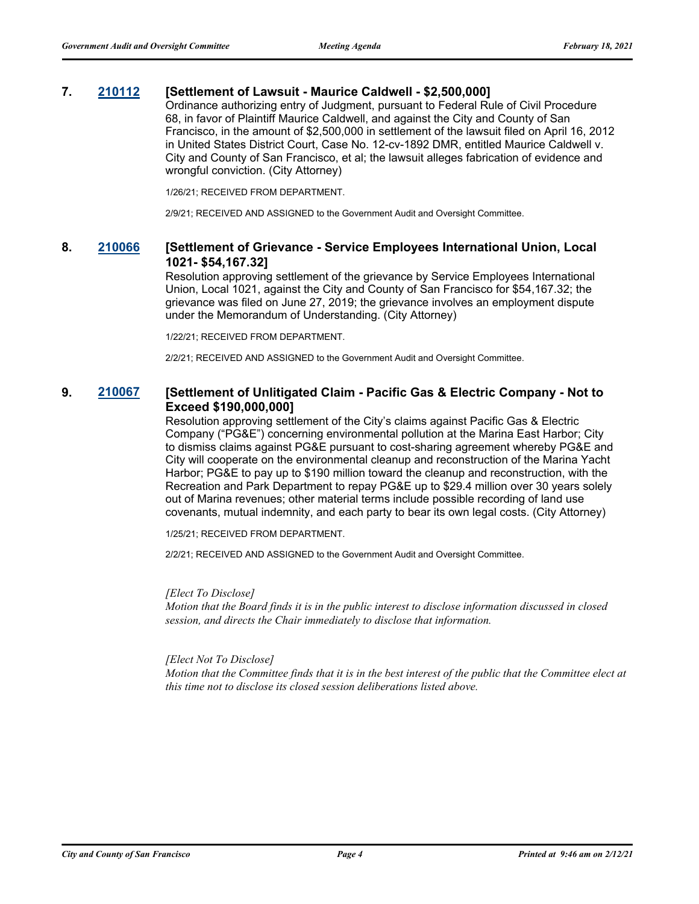**7. 210112 [Settlement of Lawsuit - Maurice Caldwell - $2,500,000]**

Ordinance authorizing entry of Judgment, pursuant to Federal Rule of Civil Procedure 68, in favor of Plaintiff Maurice Caldwell, and against the City and County of San Francisco, in the amount of $2,500,000 in settlement of the lawsuit filed on April 16, 2012 in United States District Court, Case No. 12-cv-1892 DMR, entitled Maurice Caldwell v. City and County of San Francisco, et al; the lawsuit alleges fabrication of evidence and wrongful conviction. (City Attorney)

1/26/21; RECEIVED FROM DEPARTMENT.

2/9/21; RECEIVED AND ASSIGNED to the Government Audit and Oversight Committee.

**8. 210066 [Settlement of Grievance - Service Employees International Union, Local 1021- $54,167.32]**

Resolution approving settlement of the grievance by Service Employees International Union, Local 1021, against the City and County of San Francisco for $54,167.32; the grievance was filed on June 27, 2019; the grievance involves an employment dispute under the Memorandum of Understanding. (City Attorney)

1/22/21; RECEIVED FROM DEPARTMENT.

2/2/21; RECEIVED AND ASSIGNED to the Government Audit and Oversight Committee.

**9. 210067 [Settlement of Unlitigated Claim - Pacific Gas & Electric Company - Not to Exceed $190,000,000]**

Resolution approving settlement of the City's claims against Pacific Gas & Electric Company ("PG&E") concerning environmental pollution at the Marina East Harbor; City to dismiss claims against PG&E pursuant to cost-sharing agreement whereby PG&E and City will cooperate on the environmental cleanup and reconstruction of the Marina Yacht Harbor; PG&E to pay up to $190 million toward the cleanup and reconstruction, with the Recreation and Park Department to repay PG&E up to $29.4 million over 30 years solely out of Marina revenues; other material terms include possible recording of land use covenants, mutual indemnity, and each party to bear its own legal costs. (City Attorney)

1/25/21; RECEIVED FROM DEPARTMENT.

2/2/21; RECEIVED AND ASSIGNED to the Government Audit and Oversight Committee.

*[Elect To Disclose]*
*Motion that the Board finds it is in the public interest to disclose information discussed in closed session, and directs the Chair immediately to disclose that information.*

*[Elect Not To Disclose]*
*Motion that the Committee finds that it is in the best interest of the public that the Committee elect at this time not to disclose its closed session deliberations listed above.*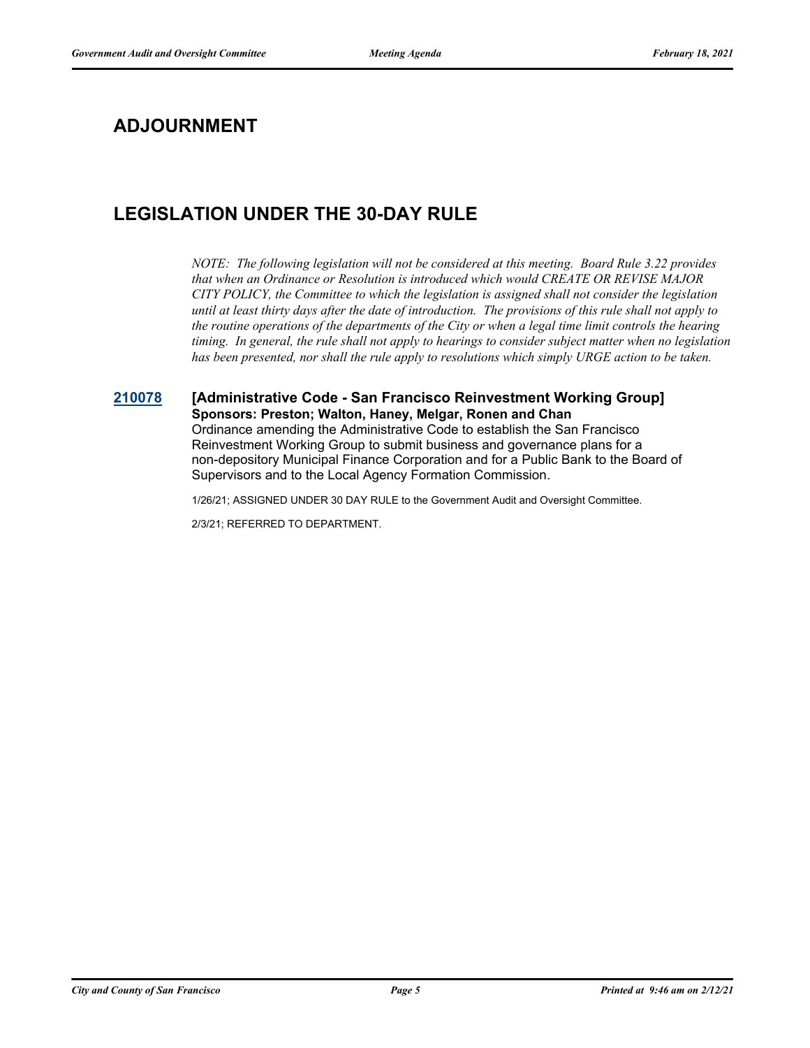## ADJOURNMENT

## LEGISLATION UNDER THE 30-DAY RULE

*NOTE: The following legislation will not be considered at this meeting. Board Rule 3.22 provides that when an Ordinance or Resolution is introduced which would CREATE OR REVISE MAJOR CITY POLICY, the Committee to which the legislation is assigned shall not consider the legislation until at least thirty days after the date of introduction. The provisions of this rule shall not apply to the routine operations of the departments of the City or when a legal time limit controls the hearing timing. In general, the rule shall not apply to hearings to consider subject matter when no legislation has been presented, nor shall the rule apply to resolutions which simply URGE action to be taken.*

**210078** **[Administrative Code - San Francisco Reinvestment Working Group]**
**Sponsors: Preston; Walton, Haney, Melgar, Ronen and Chan**

Ordinance amending the Administrative Code to establish the San Francisco Reinvestment Working Group to submit business and governance plans for a non-depository Municipal Finance Corporation and for a Public Bank to the Board of Supervisors and to the Local Agency Formation Commission.

1/26/21; ASSIGNED UNDER 30 DAY RULE to the Government Audit and Oversight Committee.

2/3/21; REFERRED TO DEPARTMENT.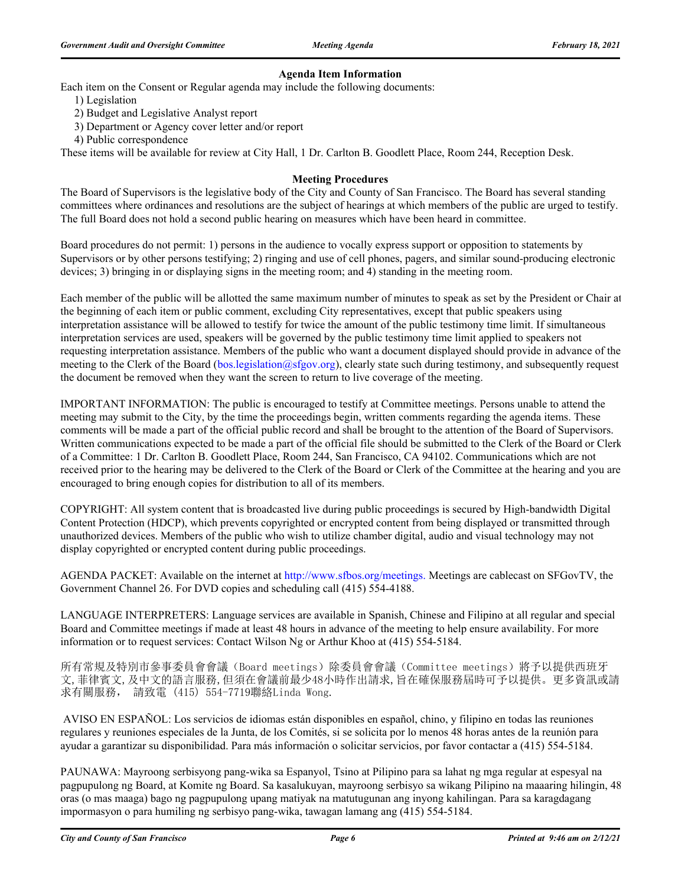### Agenda Item Information

Each item on the Consent or Regular agenda may include the following documents:

1) Legislation
2) Budget and Legislative Analyst report
3) Department or Agency cover letter and/or report
4) Public correspondence

These items will be available for review at City Hall, 1 Dr. Carlton B. Goodlett Place, Room 244, Reception Desk.

### Meeting Procedures

The Board of Supervisors is the legislative body of the City and County of San Francisco. The Board has several standing committees where ordinances and resolutions are the subject of hearings at which members of the public are urged to testify. The full Board does not hold a second public hearing on measures which have been heard in committee.

Board procedures do not permit: 1) persons in the audience to vocally express support or opposition to statements by Supervisors or by other persons testifying; 2) ringing and use of cell phones, pagers, and similar sound-producing electronic devices; 3) bringing in or displaying signs in the meeting room; and 4) standing in the meeting room.

Each member of the public will be allotted the same maximum number of minutes to speak as set by the President or Chair at the beginning of each item or public comment, excluding City representatives, except that public speakers using interpretation assistance will be allowed to testify for twice the amount of the public testimony time limit. If simultaneous interpretation services are used, speakers will be governed by the public testimony time limit applied to speakers not requesting interpretation assistance. Members of the public who want a document displayed should provide in advance of the meeting to the Clerk of the Board (bos.legislation@sfgov.org), clearly state such during testimony, and subsequently request the document be removed when they want the screen to return to live coverage of the meeting.

IMPORTANT INFORMATION: The public is encouraged to testify at Committee meetings. Persons unable to attend the meeting may submit to the City, by the time the proceedings begin, written comments regarding the agenda items. These comments will be made a part of the official public record and shall be brought to the attention of the Board of Supervisors. Written communications expected to be made a part of the official file should be submitted to the Clerk of the Board or Clerk of a Committee: 1 Dr. Carlton B. Goodlett Place, Room 244, San Francisco, CA 94102. Communications which are not received prior to the hearing may be delivered to the Clerk of the Board or Clerk of the Committee at the hearing and you are encouraged to bring enough copies for distribution to all of its members.

COPYRIGHT: All system content that is broadcasted live during public proceedings is secured by High-bandwidth Digital Content Protection (HDCP), which prevents copyrighted or encrypted content from being displayed or transmitted through unauthorized devices. Members of the public who wish to utilize chamber digital, audio and visual technology may not display copyrighted or encrypted content during public proceedings.

AGENDA PACKET: Available on the internet at http://www.sfbos.org/meetings. Meetings are cablecast on SFGovTV, the Government Channel 26. For DVD copies and scheduling call (415) 554-4188.

LANGUAGE INTERPRETERS: Language services are available in Spanish, Chinese and Filipino at all regular and special Board and Committee meetings if made at least 48 hours in advance of the meeting to help ensure availability. For more information or to request services: Contact Wilson Ng or Arthur Khoo at (415) 554-5184.

所有常規及特別市參事委員會會議（Board meetings）除委員會會議（Committee meetings）將予以提供西班牙文,菲律賓文,及中文的語言服務,但須在會議前最少48小時作出請求,旨在確保服務屆時可予以提供。更多資訊或請求有關服務， 請致電（415）554-7719聯絡Linda Wong.

AVISO EN ESPAÑOL: Los servicios de idiomas están disponibles en español, chino, y filipino en todas las reuniones regulares y reuniones especiales de la Junta, de los Comités, si se solicita por lo menos 48 horas antes de la reunión para ayudar a garantizar su disponibilidad. Para más información o solicitar servicios, por favor contactar a (415) 554-5184.

PAUNAWA: Mayroong serbisyong pang-wika sa Espanyol, Tsino at Pilipino para sa lahat ng mga regular at espesyal na pagpupulong ng Board, at Komite ng Board. Sa kasalukuyan, mayroong serbisyo sa wikang Pilipino na maaaring hilingin, 48 oras (o mas maaga) bago ng pagpupulong upang matiyak na matutugunan ang inyong kahilingan. Para sa karagdagang impormasyon o para humiling ng serbisyo pang-wika, tawagan lamang ang (415) 554-5184.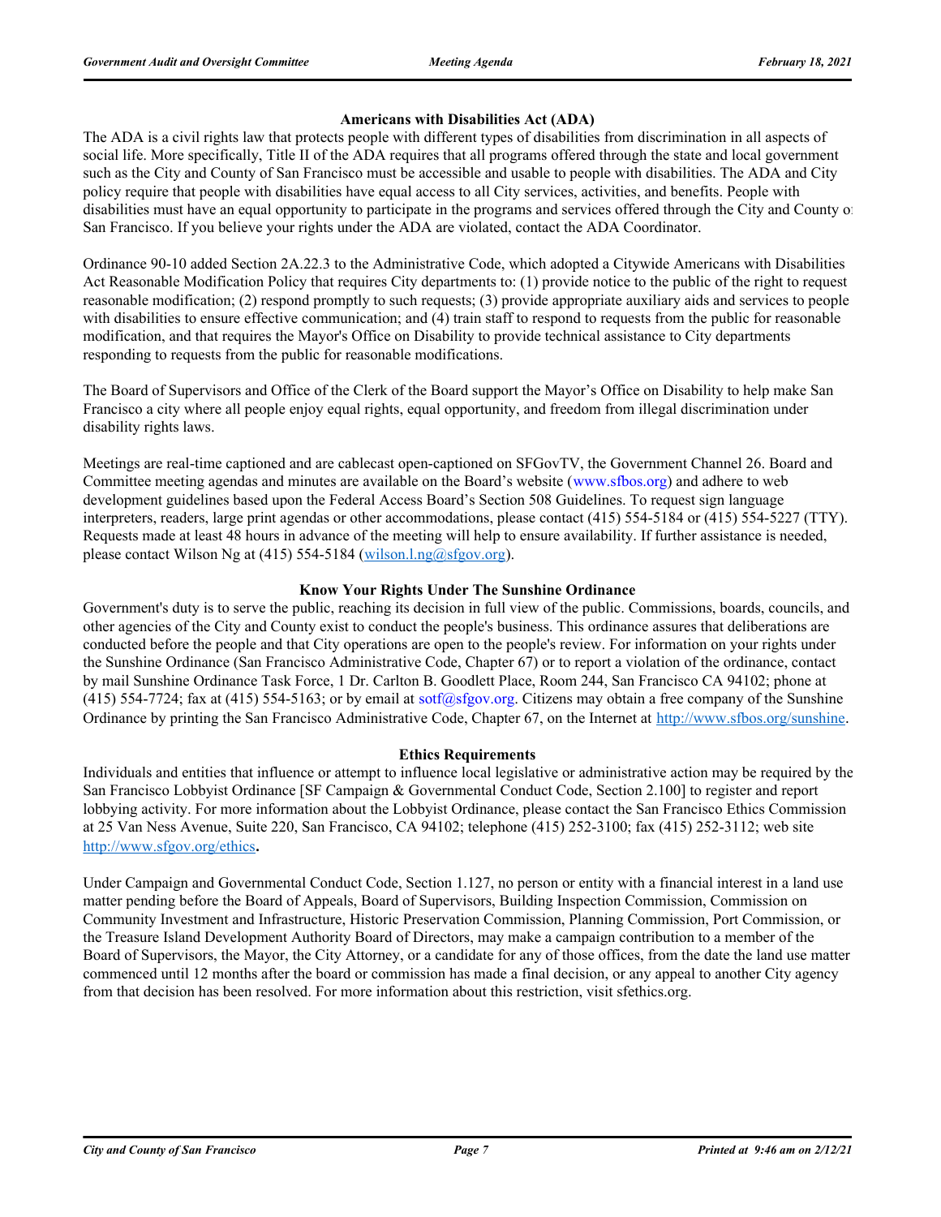### Americans with Disabilities Act (ADA)

The ADA is a civil rights law that protects people with different types of disabilities from discrimination in all aspects of social life. More specifically, Title II of the ADA requires that all programs offered through the state and local government such as the City and County of San Francisco must be accessible and usable to people with disabilities. The ADA and City policy require that people with disabilities have equal access to all City services, activities, and benefits. People with disabilities must have an equal opportunity to participate in the programs and services offered through the City and County of San Francisco. If you believe your rights under the ADA are violated, contact the ADA Coordinator.

Ordinance 90-10 added Section 2A.22.3 to the Administrative Code, which adopted a Citywide Americans with Disabilities Act Reasonable Modification Policy that requires City departments to: (1) provide notice to the public of the right to request reasonable modification; (2) respond promptly to such requests; (3) provide appropriate auxiliary aids and services to people with disabilities to ensure effective communication; and (4) train staff to respond to requests from the public for reasonable modification, and that requires the Mayor's Office on Disability to provide technical assistance to City departments responding to requests from the public for reasonable modifications.

The Board of Supervisors and Office of the Clerk of the Board support the Mayor's Office on Disability to help make San Francisco a city where all people enjoy equal rights, equal opportunity, and freedom from illegal discrimination under disability rights laws.

Meetings are real-time captioned and are cablecast open-captioned on SFGovTV, the Government Channel 26. Board and Committee meeting agendas and minutes are available on the Board's website (www.sfbos.org) and adhere to web development guidelines based upon the Federal Access Board's Section 508 Guidelines. To request sign language interpreters, readers, large print agendas or other accommodations, please contact (415) 554-5184 or (415) 554-5227 (TTY). Requests made at least 48 hours in advance of the meeting will help to ensure availability. If further assistance is needed, please contact Wilson Ng at (415) 554-5184 (wilson.l.ng@sfgov.org).

### Know Your Rights Under The Sunshine Ordinance

Government's duty is to serve the public, reaching its decision in full view of the public. Commissions, boards, councils, and other agencies of the City and County exist to conduct the people's business. This ordinance assures that deliberations are conducted before the people and that City operations are open to the people's review. For information on your rights under the Sunshine Ordinance (San Francisco Administrative Code, Chapter 67) or to report a violation of the ordinance, contact by mail Sunshine Ordinance Task Force, 1 Dr. Carlton B. Goodlett Place, Room 244, San Francisco CA 94102; phone at (415) 554-7724; fax at (415) 554-5163; or by email at sotf@sfgov.org. Citizens may obtain a free company of the Sunshine Ordinance by printing the San Francisco Administrative Code, Chapter 67, on the Internet at http://www.sfbos.org/sunshine.

### Ethics Requirements

Individuals and entities that influence or attempt to influence local legislative or administrative action may be required by the San Francisco Lobbyist Ordinance [SF Campaign & Governmental Conduct Code, Section 2.100] to register and report lobbying activity. For more information about the Lobbyist Ordinance, please contact the San Francisco Ethics Commission at 25 Van Ness Avenue, Suite 220, San Francisco, CA 94102; telephone (415) 252-3100; fax (415) 252-3112; web site http://www.sfgov.org/ethics**.**

Under Campaign and Governmental Conduct Code, Section 1.127, no person or entity with a financial interest in a land use matter pending before the Board of Appeals, Board of Supervisors, Building Inspection Commission, Commission on Community Investment and Infrastructure, Historic Preservation Commission, Planning Commission, Port Commission, or the Treasure Island Development Authority Board of Directors, may make a campaign contribution to a member of the Board of Supervisors, the Mayor, the City Attorney, or a candidate for any of those offices, from the date the land use matter commenced until 12 months after the board or commission has made a final decision, or any appeal to another City agency from that decision has been resolved. For more information about this restriction, visit sfethics.org.